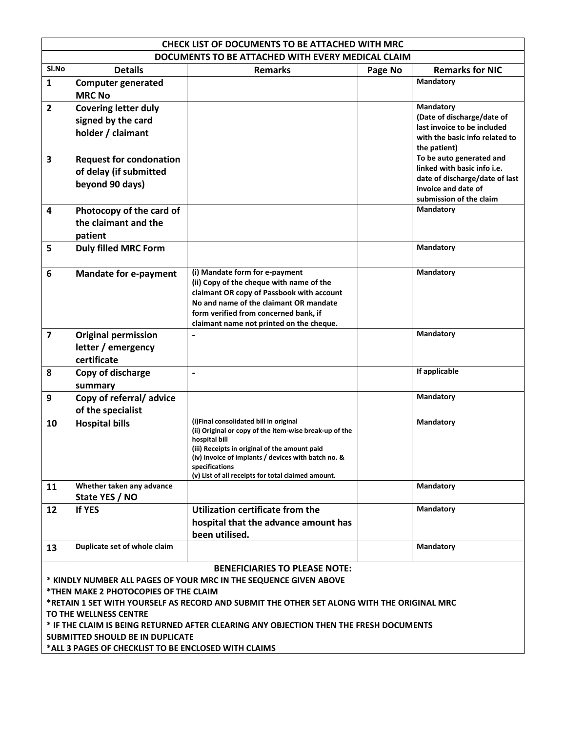| CHECK LIST OF DOCUMENTS TO BE ATTACHED WITH MRC | | | | |
|---|---|---|---|---|
| **DOCUMENTS TO BE ATTACHED WITH EVERY MEDICAL CLAIM** | | | | |
| **Sl.No** | **Details** | **Remarks** | **Page No** | **Remarks for NIC** |
| **1** | **Computer generated MRC No** | | | **Mandatory** |
| **2** | **Covering letter duly signed by the card holder / claimant** | | | **Mandatory (Date of discharge/date of last invoice to be included with the basic info related to the patient)** |
| **3** | **Request for condonation of delay (if submitted beyond 90 days)** | | | **To be auto generated and linked with basic info i.e. date of discharge/date of last invoice and date of submission of the claim** |
| **4** | **Photocopy of the card of the claimant and the patient** | | | **Mandatory** |
| **5** | **Duly filled MRC Form** | | | **Mandatory** |
| **6** | **Mandate for e-payment** | **(i) Mandate form for e-payment<br>(ii) Copy of the cheque with name of the claimant OR copy of Passbook with account No and name of the claimant OR mandate form verified from concerned bank, if claimant name not printed on the cheque.** | | **Mandatory** |
| **7** | **Original permission letter / emergency certificate** | **-** | | **Mandatory** |
| **8** | **Copy of discharge summary** | **-** | | **If applicable** |
| **9** | **Copy of referral/ advice of the specialist** | | | **Mandatory** |
| **10** | **Hospital bills** | **(i)Final consolidated bill in original<br>(ii) Original or copy of the item-wise break-up of the hospital bill<br>(iii) Receipts in original of the amount paid<br>(iv) Invoice of implants / devices with batch no. & specifications<br>(v) List of all receipts for total claimed amount.** | | **Mandatory** |
| **11** | **Whether taken any advance State YES / NO** | | | **Mandatory** |
| **12** | **If YES** | **Utilization certificate from the hospital that the advance amount has been utilised.** | | **Mandatory** |
| **13** | **Duplicate set of whole claim** | | | **Mandatory** |

**BENEFICIARIES TO PLEASE NOTE:**

**\* KINDLY NUMBER ALL PAGES OF YOUR MRC IN THE SEQUENCE GIVEN ABOVE**

**\*THEN MAKE 2 PHOTOCOPIES OF THE CLAIM**

**\*RETAIN 1 SET WITH YOURSELF AS RECORD AND SUBMIT THE OTHER SET ALONG WITH THE ORIGINAL MRC TO THE WELLNESS CENTRE**

**\* IF THE CLAIM IS BEING RETURNED AFTER CLEARING ANY OBJECTION THEN THE FRESH DOCUMENTS SUBMITTED SHOULD BE IN DUPLICATE**

**\*ALL 3 PAGES OF CHECKLIST TO BE ENCLOSED WITH CLAIMS**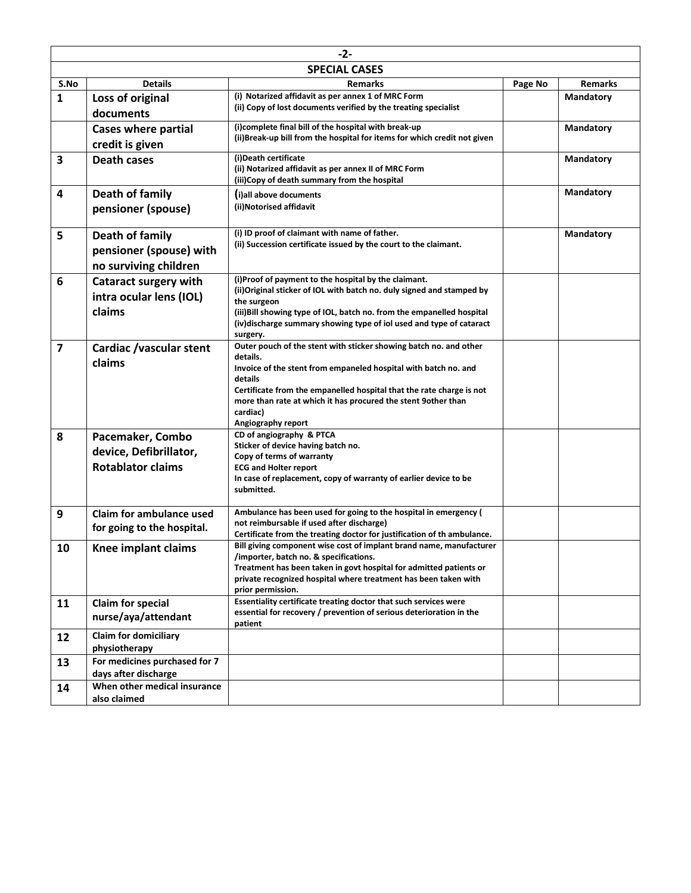| -2- | | | | |
|---|---|---|---|---|
| **SPECIAL CASES** | | | | |
| **S.No** | **Details** | **Remarks** | **Page No** | **Remarks** |
| **1** | **Loss of original documents** | **(i) Notarized affidavit as per annex 1 of MRC Form**<br>**(ii) Copy of lost documents verified by the treating specialist** | | **Mandatory** |
| | **Cases where partial credit is given** | **(i)complete final bill of the hospital with break-up**<br>**(ii)Break-up bill from the hospital for items for which credit not given** | | **Mandatory** |
| **3** | **Death cases** | **(i)Death certificate**<br>**(ii) Notarized affidavit as per annex II of MRC Form**<br>**(iii)Copy of death summary from the hospital** | | **Mandatory** |
| **4** | **Death of family pensioner (spouse)** | **(i)all above documents**<br>**(ii)Notorised affidavit** | | **Mandatory** |
| **5** | **Death of family pensioner (spouse) with no surviving children** | **(i) ID proof of claimant with name of father.**<br>**(ii) Succession certificate issued by the court to the claimant.** | | **Mandatory** |
| **6** | **Cataract surgery with intra ocular lens (IOL) claims** | **(i)Proof of payment to the hospital by the claimant.**<br>**(ii)Original sticker of IOL with batch no. duly signed and stamped by the surgeon**<br>**(iii)Bill showing type of IOL, batch no. from the empanelled hospital**<br>**(iv)discharge summary showing type of iol used and type of cataract surgery.** | | |
| **7** | **Cardiac /vascular stent claims** | **Outer pouch of the stent with sticker showing batch no. and other details.**<br>**Invoice of the stent from empaneled hospital with batch no. and details**<br>**Certificate from the empanelled hospital that the rate charge is not more than rate at which it has procured the stent 9other than cardiac)**<br>**Angiography report** | | |
| **8** | **Pacemaker, Combo device, Defibrillator, Rotablator claims** | **CD of angiography & PTCA**<br>**Sticker of device having batch no.**<br>**Copy of terms of warranty**<br>**ECG and Holter report**<br>**In case of replacement, copy of warranty of earlier device to be submitted.** | | |
| **9** | **Claim for ambulance used for going to the hospital.** | **Ambulance has been used for going to the hospital in emergency ( not reimbursable if used after discharge)**<br>**Certificate from the treating doctor for justification of th ambulance.** | | |
| **10** | **Knee implant claims** | **Bill giving component wise cost of implant brand name, manufacturer /importer, batch no. & specifications.**<br>**Treatment has been taken in govt hospital for admitted patients or private recognized hospital where treatment has been taken with prior permission.** | | |
| **11** | **Claim for special nurse/aya/attendant** | **Essentiality certificate treating doctor that such services were essential for recovery / prevention of serious deterioration in the patient** | | |
| **12** | **Claim for domiciliary physiotherapy** | | | |
| **13** | **For medicines purchased for 7 days after discharge** | | | |
| **14** | **When other medical insurance also claimed** | | | |